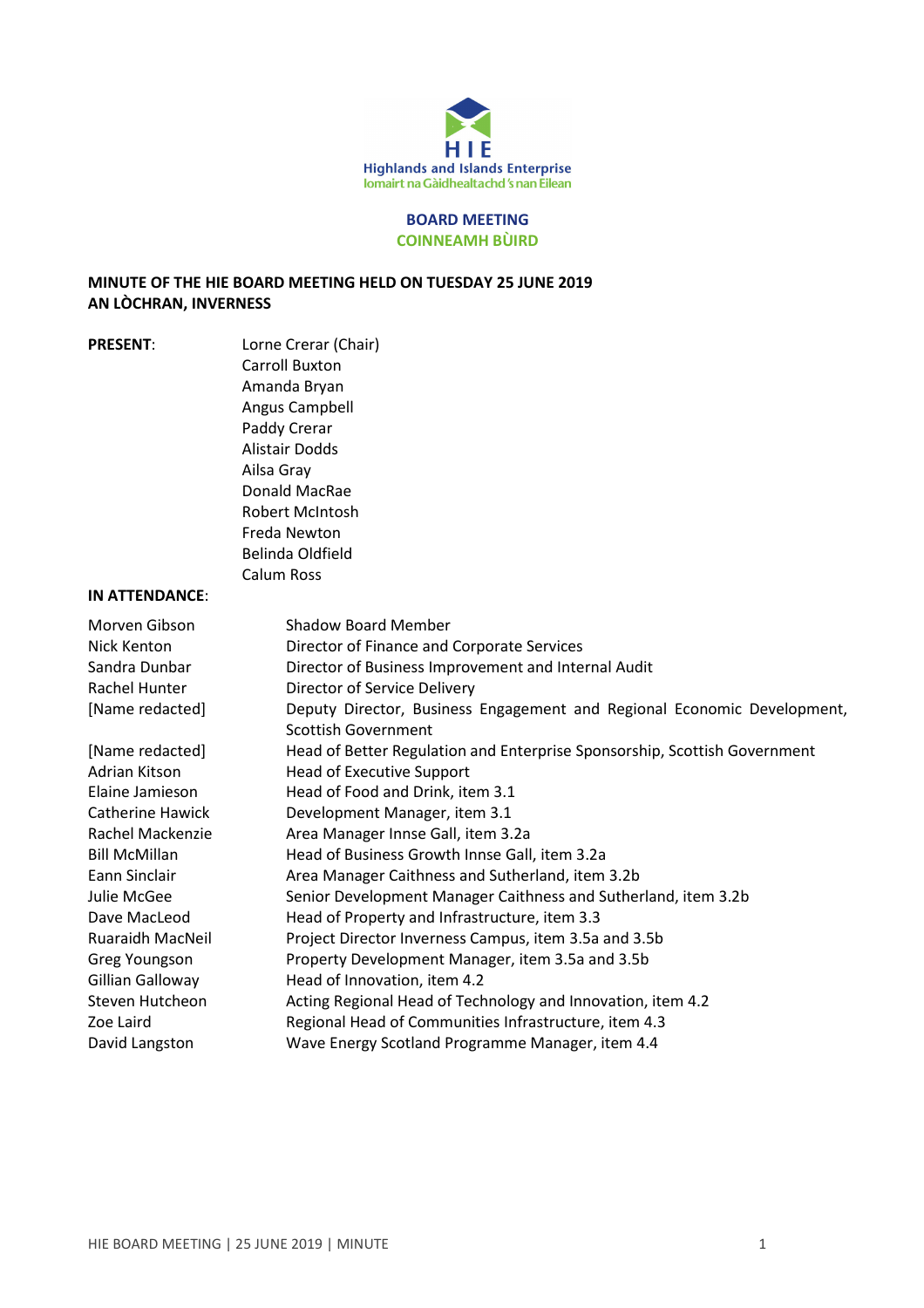Highlands and Islands Enterprise
Iomairt na Gàidhealtachd 's nan Eilean

# BOARD MEETING
# COINNEAMH BÙIRD

**MINUTE OF THE HIE BOARD MEETING HELD ON TUESDAY 25 JUNE 2019**
**AN LÒCHRAN, INVERNESS**

**PRESENT**:

Lorne Crerar (Chair)
Carroll Buxton
Amanda Bryan
Angus Campbell
Paddy Crerar
Alistair Dodds
Ailsa Gray
Donald MacRae
Robert McIntosh
Freda Newton
Belinda Oldfield
Calum Ross

**IN ATTENDANCE**:

| | |
|---|---|
| Morven Gibson | Shadow Board Member |
| Nick Kenton | Director of Finance and Corporate Services |
| Sandra Dunbar | Director of Business Improvement and Internal Audit |
| Rachel Hunter | Director of Service Delivery |
| [Name redacted] | Deputy Director, Business Engagement and Regional Economic Development, Scottish Government |
| [Name redacted] | Head of Better Regulation and Enterprise Sponsorship, Scottish Government |
| Adrian Kitson | Head of Executive Support |
| Elaine Jamieson | Head of Food and Drink, item 3.1 |
| Catherine Hawick | Development Manager, item 3.1 |
| Rachel Mackenzie | Area Manager Innse Gall, item 3.2a |
| Bill McMillan | Head of Business Growth Innse Gall, item 3.2a |
| Eann Sinclair | Area Manager Caithness and Sutherland, item 3.2b |
| Julie McGee | Senior Development Manager Caithness and Sutherland, item 3.2b |
| Dave MacLeod | Head of Property and Infrastructure, item 3.3 |
| Ruaraidh MacNeil | Project Director Inverness Campus, item 3.5a and 3.5b |
| Greg Youngson | Property Development Manager, item 3.5a and 3.5b |
| Gillian Galloway | Head of Innovation, item 4.2 |
| Steven Hutcheon | Acting Regional Head of Technology and Innovation, item 4.2 |
| Zoe Laird | Regional Head of Communities Infrastructure, item 4.3 |
| David Langston | Wave Energy Scotland Programme Manager, item 4.4 |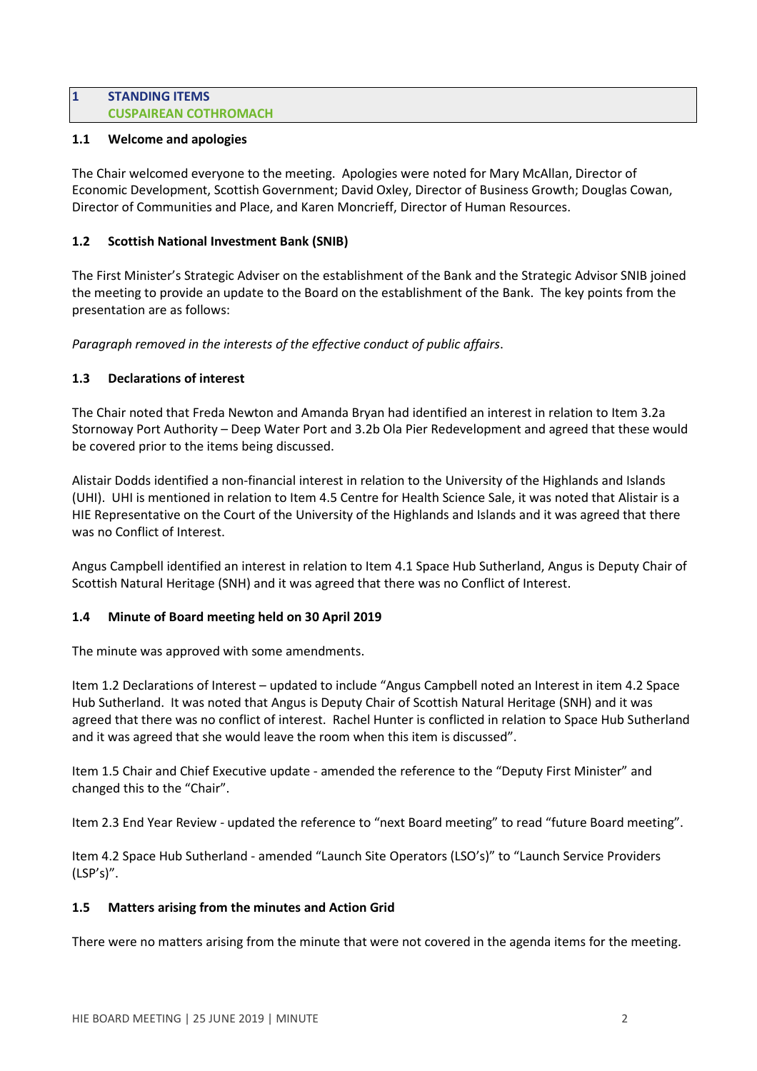## 1 STANDING ITEMS
## CUSPAIREAN COTHROMACH

### 1.1 Welcome and apologies

The Chair welcomed everyone to the meeting. Apologies were noted for Mary McAllan, Director of Economic Development, Scottish Government; David Oxley, Director of Business Growth; Douglas Cowan, Director of Communities and Place, and Karen Moncrieff, Director of Human Resources.

### 1.2 Scottish National Investment Bank (SNIB)

The First Minister's Strategic Adviser on the establishment of the Bank and the Strategic Advisor SNIB joined the meeting to provide an update to the Board on the establishment of the Bank. The key points from the presentation are as follows:

*Paragraph removed in the interests of the effective conduct of public affairs*.

### 1.3 Declarations of interest

The Chair noted that Freda Newton and Amanda Bryan had identified an interest in relation to Item 3.2a Stornoway Port Authority – Deep Water Port and 3.2b Ola Pier Redevelopment and agreed that these would be covered prior to the items being discussed.

Alistair Dodds identified a non-financial interest in relation to the University of the Highlands and Islands (UHI). UHI is mentioned in relation to Item 4.5 Centre for Health Science Sale, it was noted that Alistair is a HIE Representative on the Court of the University of the Highlands and Islands and it was agreed that there was no Conflict of Interest.

Angus Campbell identified an interest in relation to Item 4.1 Space Hub Sutherland, Angus is Deputy Chair of Scottish Natural Heritage (SNH) and it was agreed that there was no Conflict of Interest.

### 1.4 Minute of Board meeting held on 30 April 2019

The minute was approved with some amendments.

Item 1.2 Declarations of Interest – updated to include "Angus Campbell noted an Interest in item 4.2 Space Hub Sutherland. It was noted that Angus is Deputy Chair of Scottish Natural Heritage (SNH) and it was agreed that there was no conflict of interest. Rachel Hunter is conflicted in relation to Space Hub Sutherland and it was agreed that she would leave the room when this item is discussed".

Item 1.5 Chair and Chief Executive update - amended the reference to the "Deputy First Minister" and changed this to the "Chair".

Item 2.3 End Year Review - updated the reference to "next Board meeting" to read "future Board meeting".

Item 4.2 Space Hub Sutherland - amended "Launch Site Operators (LSO's)" to "Launch Service Providers (LSP's)".

### 1.5 Matters arising from the minutes and Action Grid

There were no matters arising from the minute that were not covered in the agenda items for the meeting.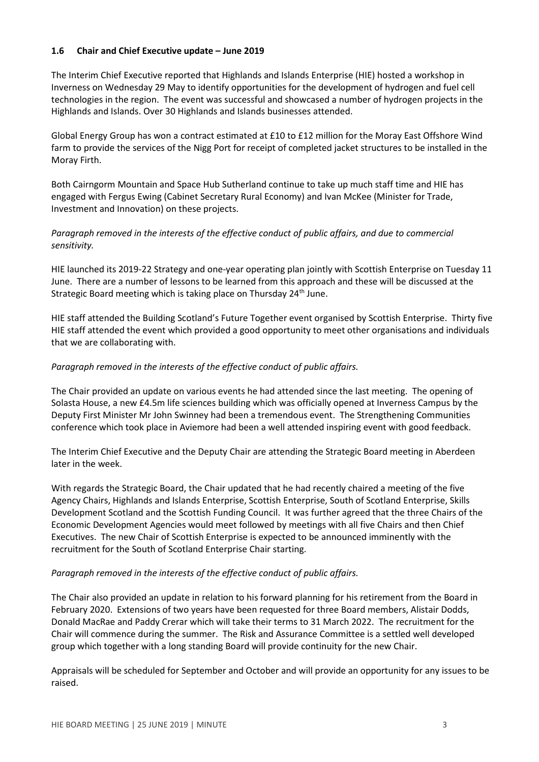### 1.6 Chair and Chief Executive update – June 2019

The Interim Chief Executive reported that Highlands and Islands Enterprise (HIE) hosted a workshop in Inverness on Wednesday 29 May to identify opportunities for the development of hydrogen and fuel cell technologies in the region. The event was successful and showcased a number of hydrogen projects in the Highlands and Islands. Over 30 Highlands and Islands businesses attended.

Global Energy Group has won a contract estimated at £10 to £12 million for the Moray East Offshore Wind farm to provide the services of the Nigg Port for receipt of completed jacket structures to be installed in the Moray Firth.

Both Cairngorm Mountain and Space Hub Sutherland continue to take up much staff time and HIE has engaged with Fergus Ewing (Cabinet Secretary Rural Economy) and Ivan McKee (Minister for Trade, Investment and Innovation) on these projects.

*Paragraph removed in the interests of the effective conduct of public affairs, and due to commercial sensitivity.*

HIE launched its 2019-22 Strategy and one-year operating plan jointly with Scottish Enterprise on Tuesday 11 June. There are a number of lessons to be learned from this approach and these will be discussed at the Strategic Board meeting which is taking place on Thursday 24th June.

HIE staff attended the Building Scotland's Future Together event organised by Scottish Enterprise. Thirty five HIE staff attended the event which provided a good opportunity to meet other organisations and individuals that we are collaborating with.

*Paragraph removed in the interests of the effective conduct of public affairs.*

The Chair provided an update on various events he had attended since the last meeting. The opening of Solasta House, a new £4.5m life sciences building which was officially opened at Inverness Campus by the Deputy First Minister Mr John Swinney had been a tremendous event. The Strengthening Communities conference which took place in Aviemore had been a well attended inspiring event with good feedback.

The Interim Chief Executive and the Deputy Chair are attending the Strategic Board meeting in Aberdeen later in the week.

With regards the Strategic Board, the Chair updated that he had recently chaired a meeting of the five Agency Chairs, Highlands and Islands Enterprise, Scottish Enterprise, South of Scotland Enterprise, Skills Development Scotland and the Scottish Funding Council. It was further agreed that the three Chairs of the Economic Development Agencies would meet followed by meetings with all five Chairs and then Chief Executives. The new Chair of Scottish Enterprise is expected to be announced imminently with the recruitment for the South of Scotland Enterprise Chair starting.

*Paragraph removed in the interests of the effective conduct of public affairs.*

The Chair also provided an update in relation to his forward planning for his retirement from the Board in February 2020. Extensions of two years have been requested for three Board members, Alistair Dodds, Donald MacRae and Paddy Crerar which will take their terms to 31 March 2022. The recruitment for the Chair will commence during the summer. The Risk and Assurance Committee is a settled well developed group which together with a long standing Board will provide continuity for the new Chair.

Appraisals will be scheduled for September and October and will provide an opportunity for any issues to be raised.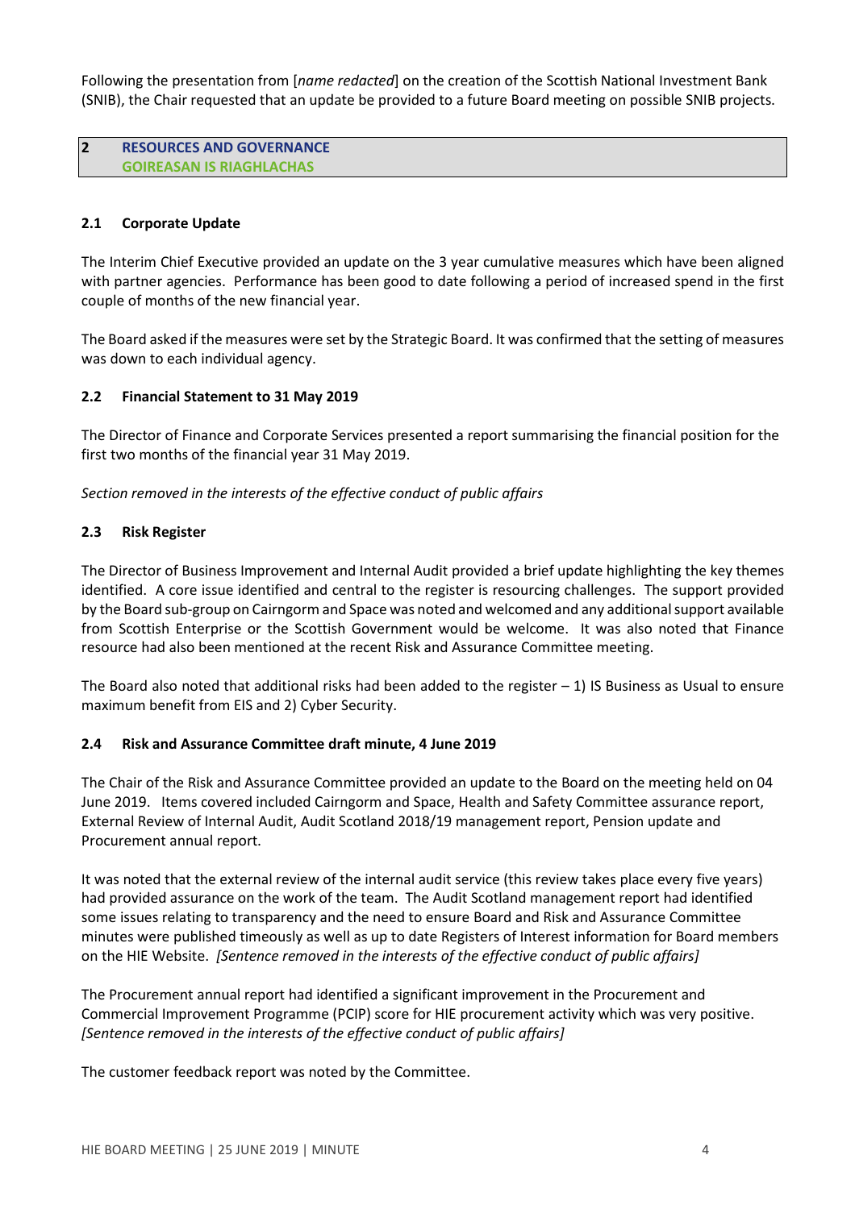Following the presentation from [*name redacted*] on the creation of the Scottish National Investment Bank (SNIB), the Chair requested that an update be provided to a future Board meeting on possible SNIB projects.

## 2 RESOURCES AND GOVERNANCE
## GOIREASAN IS RIAGHLACHAS

### 2.1 Corporate Update

The Interim Chief Executive provided an update on the 3 year cumulative measures which have been aligned with partner agencies. Performance has been good to date following a period of increased spend in the first couple of months of the new financial year.

The Board asked if the measures were set by the Strategic Board. It was confirmed that the setting of measures was down to each individual agency.

### 2.2 Financial Statement to 31 May 2019

The Director of Finance and Corporate Services presented a report summarising the financial position for the first two months of the financial year 31 May 2019.

*Section removed in the interests of the effective conduct of public affairs*

### 2.3 Risk Register

The Director of Business Improvement and Internal Audit provided a brief update highlighting the key themes identified. A core issue identified and central to the register is resourcing challenges. The support provided by the Board sub-group on Cairngorm and Space was noted and welcomed and any additional support available from Scottish Enterprise or the Scottish Government would be welcome. It was also noted that Finance resource had also been mentioned at the recent Risk and Assurance Committee meeting.

The Board also noted that additional risks had been added to the register – 1) IS Business as Usual to ensure maximum benefit from EIS and 2) Cyber Security.

### 2.4 Risk and Assurance Committee draft minute, 4 June 2019

The Chair of the Risk and Assurance Committee provided an update to the Board on the meeting held on 04 June 2019. Items covered included Cairngorm and Space, Health and Safety Committee assurance report, External Review of Internal Audit, Audit Scotland 2018/19 management report, Pension update and Procurement annual report.

It was noted that the external review of the internal audit service (this review takes place every five years) had provided assurance on the work of the team. The Audit Scotland management report had identified some issues relating to transparency and the need to ensure Board and Risk and Assurance Committee minutes were published timeously as well as up to date Registers of Interest information for Board members on the HIE Website. *[Sentence removed in the interests of the effective conduct of public affairs]*

The Procurement annual report had identified a significant improvement in the Procurement and Commercial Improvement Programme (PCIP) score for HIE procurement activity which was very positive. *[Sentence removed in the interests of the effective conduct of public affairs]*

The customer feedback report was noted by the Committee.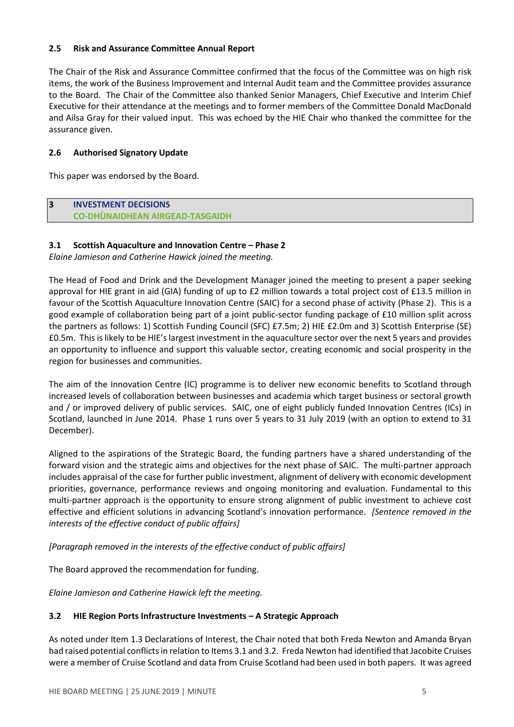### 2.5 Risk and Assurance Committee Annual Report

The Chair of the Risk and Assurance Committee confirmed that the focus of the Committee was on high risk items, the work of the Business Improvement and Internal Audit team and the Committee provides assurance to the Board. The Chair of the Committee also thanked Senior Managers, Chief Executive and Interim Chief Executive for their attendance at the meetings and to former members of the Committee Donald MacDonald and Ailsa Gray for their valued input. This was echoed by the HIE Chair who thanked the committee for the assurance given.

### 2.6 Authorised Signatory Update

This paper was endorsed by the Board.

## 3 INVESTMENT DECISIONS
## CO-DHÙNAIDHEAN AIRGEAD-TASGAIDH

### 3.1 Scottish Aquaculture and Innovation Centre – Phase 2

*Elaine Jamieson and Catherine Hawick joined the meeting.*

The Head of Food and Drink and the Development Manager joined the meeting to present a paper seeking approval for HIE grant in aid (GIA) funding of up to £2 million towards a total project cost of £13.5 million in favour of the Scottish Aquaculture Innovation Centre (SAIC) for a second phase of activity (Phase 2). This is a good example of collaboration being part of a joint public-sector funding package of £10 million split across the partners as follows: 1) Scottish Funding Council (SFC) £7.5m; 2) HIE £2.0m and 3) Scottish Enterprise (SE) £0.5m. This is likely to be HIE's largest investment in the aquaculture sector over the next 5 years and provides an opportunity to influence and support this valuable sector, creating economic and social prosperity in the region for businesses and communities.

The aim of the Innovation Centre (IC) programme is to deliver new economic benefits to Scotland through increased levels of collaboration between businesses and academia which target business or sectoral growth and / or improved delivery of public services. SAIC, one of eight publicly funded Innovation Centres (ICs) in Scotland, launched in June 2014. Phase 1 runs over 5 years to 31 July 2019 (with an option to extend to 31 December).

Aligned to the aspirations of the Strategic Board, the funding partners have a shared understanding of the forward vision and the strategic aims and objectives for the next phase of SAIC. The multi-partner approach includes appraisal of the case for further public investment, alignment of delivery with economic development priorities, governance, performance reviews and ongoing monitoring and evaluation. Fundamental to this multi-partner approach is the opportunity to ensure strong alignment of public investment to achieve cost effective and efficient solutions in advancing Scotland's innovation performance. *[Sentence removed in the interests of the effective conduct of public affairs]*

*[Paragraph removed in the interests of the effective conduct of public affairs]*

The Board approved the recommendation for funding.

*Elaine Jamieson and Catherine Hawick left the meeting.*

### 3.2 HIE Region Ports Infrastructure Investments – A Strategic Approach

As noted under Item 1.3 Declarations of Interest, the Chair noted that both Freda Newton and Amanda Bryan had raised potential conflicts in relation to Items 3.1 and 3.2. Freda Newton had identified that Jacobite Cruises were a member of Cruise Scotland and data from Cruise Scotland had been used in both papers. It was agreed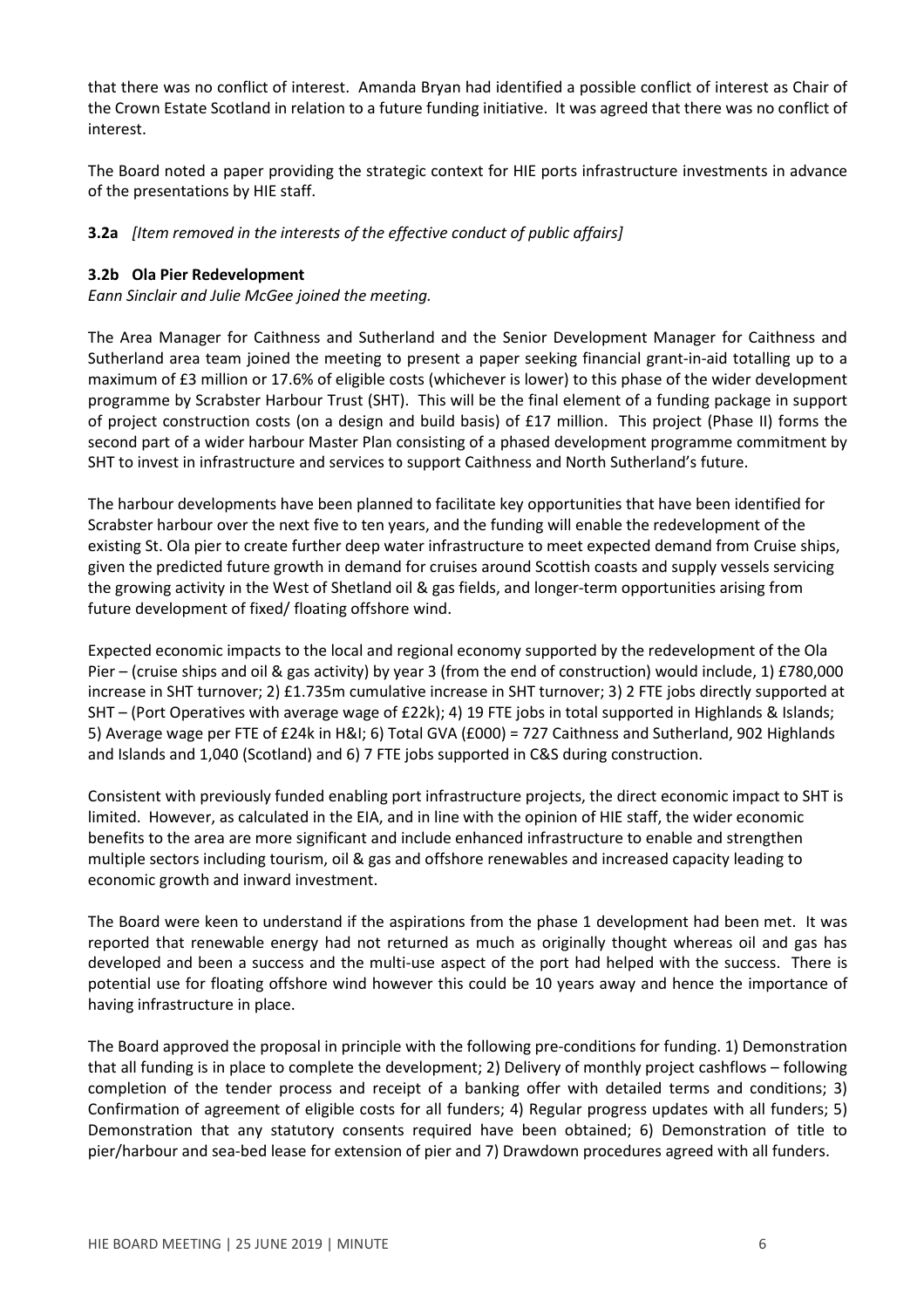that there was no conflict of interest. Amanda Bryan had identified a possible conflict of interest as Chair of the Crown Estate Scotland in relation to a future funding initiative. It was agreed that there was no conflict of interest.

The Board noted a paper providing the strategic context for HIE ports infrastructure investments in advance of the presentations by HIE staff.

**3.2a** *[Item removed in the interests of the effective conduct of public affairs]*

**3.2b Ola Pier Redevelopment**

*Eann Sinclair and Julie McGee joined the meeting.*

The Area Manager for Caithness and Sutherland and the Senior Development Manager for Caithness and Sutherland area team joined the meeting to present a paper seeking financial grant-in-aid totalling up to a maximum of £3 million or 17.6% of eligible costs (whichever is lower) to this phase of the wider development programme by Scrabster Harbour Trust (SHT). This will be the final element of a funding package in support of project construction costs (on a design and build basis) of £17 million. This project (Phase II) forms the second part of a wider harbour Master Plan consisting of a phased development programme commitment by SHT to invest in infrastructure and services to support Caithness and North Sutherland's future.

The harbour developments have been planned to facilitate key opportunities that have been identified for Scrabster harbour over the next five to ten years, and the funding will enable the redevelopment of the existing St. Ola pier to create further deep water infrastructure to meet expected demand from Cruise ships, given the predicted future growth in demand for cruises around Scottish coasts and supply vessels servicing the growing activity in the West of Shetland oil & gas fields, and longer-term opportunities arising from future development of fixed/ floating offshore wind.

Expected economic impacts to the local and regional economy supported by the redevelopment of the Ola Pier – (cruise ships and oil & gas activity) by year 3 (from the end of construction) would include, 1) £780,000 increase in SHT turnover; 2) £1.735m cumulative increase in SHT turnover; 3) 2 FTE jobs directly supported at SHT – (Port Operatives with average wage of £22k); 4) 19 FTE jobs in total supported in Highlands & Islands; 5) Average wage per FTE of £24k in H&I; 6) Total GVA (£000) = 727 Caithness and Sutherland, 902 Highlands and Islands and 1,040 (Scotland) and 6) 7 FTE jobs supported in C&S during construction.

Consistent with previously funded enabling port infrastructure projects, the direct economic impact to SHT is limited. However, as calculated in the EIA, and in line with the opinion of HIE staff, the wider economic benefits to the area are more significant and include enhanced infrastructure to enable and strengthen multiple sectors including tourism, oil & gas and offshore renewables and increased capacity leading to economic growth and inward investment.

The Board were keen to understand if the aspirations from the phase 1 development had been met. It was reported that renewable energy had not returned as much as originally thought whereas oil and gas has developed and been a success and the multi-use aspect of the port had helped with the success. There is potential use for floating offshore wind however this could be 10 years away and hence the importance of having infrastructure in place.

The Board approved the proposal in principle with the following pre-conditions for funding. 1) Demonstration that all funding is in place to complete the development; 2) Delivery of monthly project cashflows – following completion of the tender process and receipt of a banking offer with detailed terms and conditions; 3) Confirmation of agreement of eligible costs for all funders; 4) Regular progress updates with all funders; 5) Demonstration that any statutory consents required have been obtained; 6) Demonstration of title to pier/harbour and sea-bed lease for extension of pier and 7) Drawdown procedures agreed with all funders.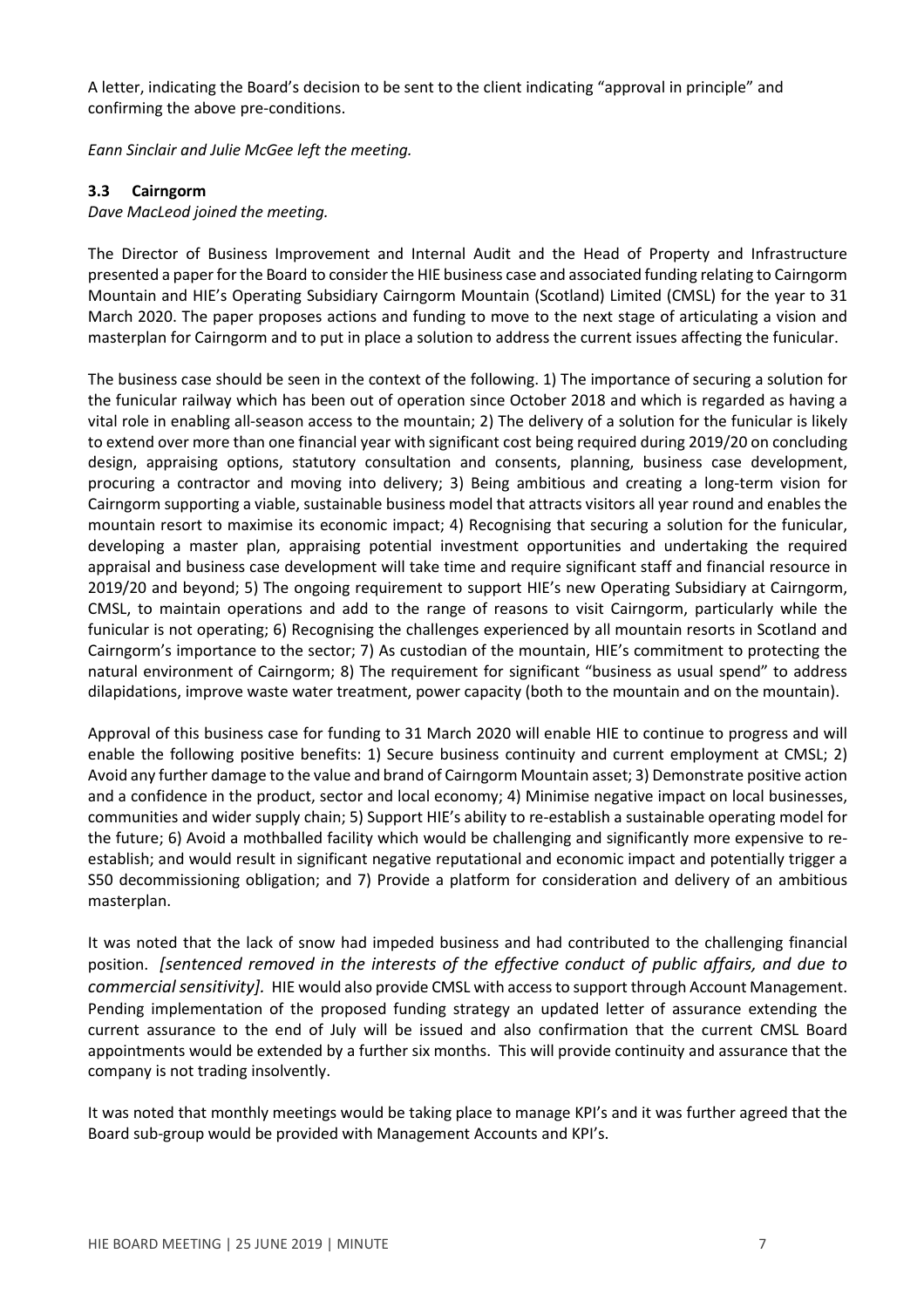A letter, indicating the Board's decision to be sent to the client indicating "approval in principle" and confirming the above pre-conditions.

*Eann Sinclair and Julie McGee left the meeting.*

### 3.3 Cairngorm

*Dave MacLeod joined the meeting.*

The Director of Business Improvement and Internal Audit and the Head of Property and Infrastructure presented a paper for the Board to consider the HIE business case and associated funding relating to Cairngorm Mountain and HIE's Operating Subsidiary Cairngorm Mountain (Scotland) Limited (CMSL) for the year to 31 March 2020. The paper proposes actions and funding to move to the next stage of articulating a vision and masterplan for Cairngorm and to put in place a solution to address the current issues affecting the funicular.

The business case should be seen in the context of the following. 1) The importance of securing a solution for the funicular railway which has been out of operation since October 2018 and which is regarded as having a vital role in enabling all-season access to the mountain; 2) The delivery of a solution for the funicular is likely to extend over more than one financial year with significant cost being required during 2019/20 on concluding design, appraising options, statutory consultation and consents, planning, business case development, procuring a contractor and moving into delivery; 3) Being ambitious and creating a long-term vision for Cairngorm supporting a viable, sustainable business model that attracts visitors all year round and enables the mountain resort to maximise its economic impact; 4) Recognising that securing a solution for the funicular, developing a master plan, appraising potential investment opportunities and undertaking the required appraisal and business case development will take time and require significant staff and financial resource in 2019/20 and beyond; 5) The ongoing requirement to support HIE's new Operating Subsidiary at Cairngorm, CMSL, to maintain operations and add to the range of reasons to visit Cairngorm, particularly while the funicular is not operating; 6) Recognising the challenges experienced by all mountain resorts in Scotland and Cairngorm's importance to the sector; 7) As custodian of the mountain, HIE's commitment to protecting the natural environment of Cairngorm; 8) The requirement for significant "business as usual spend" to address dilapidations, improve waste water treatment, power capacity (both to the mountain and on the mountain).

Approval of this business case for funding to 31 March 2020 will enable HIE to continue to progress and will enable the following positive benefits: 1) Secure business continuity and current employment at CMSL; 2) Avoid any further damage to the value and brand of Cairngorm Mountain asset; 3) Demonstrate positive action and a confidence in the product, sector and local economy; 4) Minimise negative impact on local businesses, communities and wider supply chain; 5) Support HIE's ability to re-establish a sustainable operating model for the future; 6) Avoid a mothballed facility which would be challenging and significantly more expensive to re-establish; and would result in significant negative reputational and economic impact and potentially trigger a S50 decommissioning obligation; and 7) Provide a platform for consideration and delivery of an ambitious masterplan.

It was noted that the lack of snow had impeded business and had contributed to the challenging financial position. *[sentenced removed in the interests of the effective conduct of public affairs, and due to commercial sensitivity].* HIE would also provide CMSL with access to support through Account Management. Pending implementation of the proposed funding strategy an updated letter of assurance extending the current assurance to the end of July will be issued and also confirmation that the current CMSL Board appointments would be extended by a further six months. This will provide continuity and assurance that the company is not trading insolvently.

It was noted that monthly meetings would be taking place to manage KPI's and it was further agreed that the Board sub-group would be provided with Management Accounts and KPI's.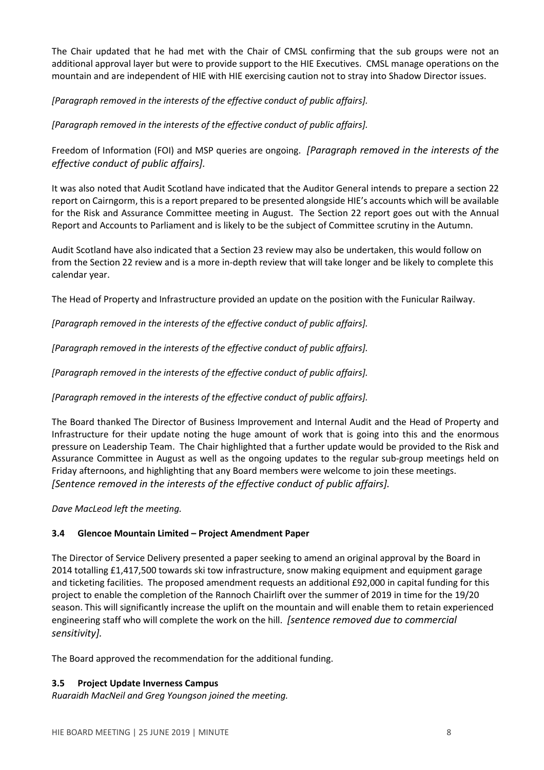The Chair updated that he had met with the Chair of CMSL confirming that the sub groups were not an additional approval layer but were to provide support to the HIE Executives. CMSL manage operations on the mountain and are independent of HIE with HIE exercising caution not to stray into Shadow Director issues.

*[Paragraph removed in the interests of the effective conduct of public affairs].*

*[Paragraph removed in the interests of the effective conduct of public affairs].*

Freedom of Information (FOI) and MSP queries are ongoing. *[Paragraph removed in the interests of the effective conduct of public affairs].*

It was also noted that Audit Scotland have indicated that the Auditor General intends to prepare a section 22 report on Cairngorm, this is a report prepared to be presented alongside HIE's accounts which will be available for the Risk and Assurance Committee meeting in August. The Section 22 report goes out with the Annual Report and Accounts to Parliament and is likely to be the subject of Committee scrutiny in the Autumn.

Audit Scotland have also indicated that a Section 23 review may also be undertaken, this would follow on from the Section 22 review and is a more in-depth review that will take longer and be likely to complete this calendar year.

The Head of Property and Infrastructure provided an update on the position with the Funicular Railway.

*[Paragraph removed in the interests of the effective conduct of public affairs].*

*[Paragraph removed in the interests of the effective conduct of public affairs].*

*[Paragraph removed in the interests of the effective conduct of public affairs].*

*[Paragraph removed in the interests of the effective conduct of public affairs].*

The Board thanked The Director of Business Improvement and Internal Audit and the Head of Property and Infrastructure for their update noting the huge amount of work that is going into this and the enormous pressure on Leadership Team. The Chair highlighted that a further update would be provided to the Risk and Assurance Committee in August as well as the ongoing updates to the regular sub-group meetings held on Friday afternoons, and highlighting that any Board members were welcome to join these meetings. *[Sentence removed in the interests of the effective conduct of public affairs].*

*Dave MacLeod left the meeting.*

### 3.4 Glencoe Mountain Limited – Project Amendment Paper

The Director of Service Delivery presented a paper seeking to amend an original approval by the Board in 2014 totalling £1,417,500 towards ski tow infrastructure, snow making equipment and equipment garage and ticketing facilities. The proposed amendment requests an additional £92,000 in capital funding for this project to enable the completion of the Rannoch Chairlift over the summer of 2019 in time for the 19/20 season. This will significantly increase the uplift on the mountain and will enable them to retain experienced engineering staff who will complete the work on the hill. *[sentence removed due to commercial sensitivity].*

The Board approved the recommendation for the additional funding.

### 3.5 Project Update Inverness Campus

*Ruaraidh MacNeil and Greg Youngson joined the meeting.*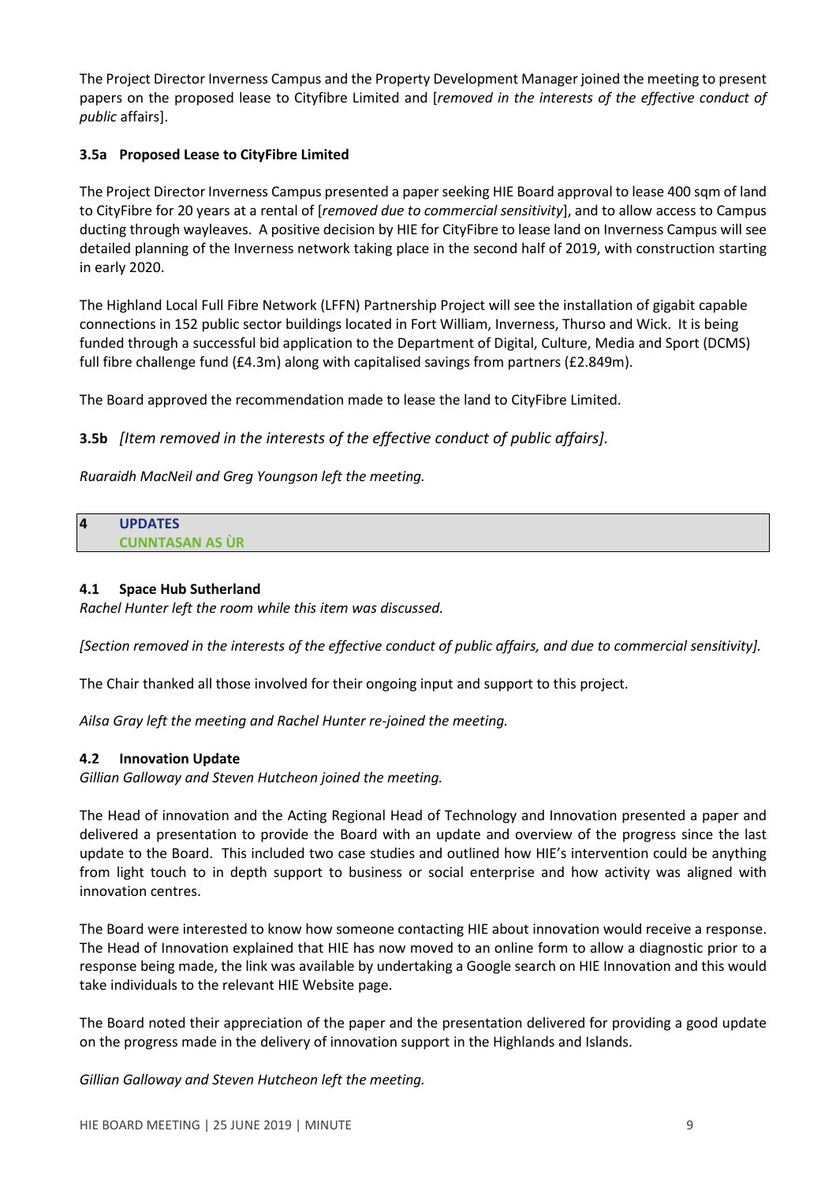The Project Director Inverness Campus and the Property Development Manager joined the meeting to present papers on the proposed lease to Cityfibre Limited and [*removed in the interests of the effective conduct of public* affairs].

### 3.5a Proposed Lease to CityFibre Limited

The Project Director Inverness Campus presented a paper seeking HIE Board approval to lease 400 sqm of land to CityFibre for 20 years at a rental of [*removed due to commercial sensitivity*], and to allow access to Campus ducting through wayleaves. A positive decision by HIE for CityFibre to lease land on Inverness Campus will see detailed planning of the Inverness network taking place in the second half of 2019, with construction starting in early 2020.

The Highland Local Full Fibre Network (LFFN) Partnership Project will see the installation of gigabit capable connections in 152 public sector buildings located in Fort William, Inverness, Thurso and Wick. It is being funded through a successful bid application to the Department of Digital, Culture, Media and Sport (DCMS) full fibre challenge fund (£4.3m) along with capitalised savings from partners (£2.849m).

The Board approved the recommendation made to lease the land to CityFibre Limited.

### 3.5b *[Item removed in the interests of the effective conduct of public affairs].*

*Ruaraidh MacNeil and Greg Youngson left the meeting.*

## 4 UPDATES
## CUNNTASAN AS ÙR

### 4.1 Space Hub Sutherland

*Rachel Hunter left the room while this item was discussed.*

*[Section removed in the interests of the effective conduct of public affairs, and due to commercial sensitivity].*

The Chair thanked all those involved for their ongoing input and support to this project.

*Ailsa Gray left the meeting and Rachel Hunter re-joined the meeting.*

### 4.2 Innovation Update

*Gillian Galloway and Steven Hutcheon joined the meeting.*

The Head of innovation and the Acting Regional Head of Technology and Innovation presented a paper and delivered a presentation to provide the Board with an update and overview of the progress since the last update to the Board. This included two case studies and outlined how HIE's intervention could be anything from light touch to in depth support to business or social enterprise and how activity was aligned with innovation centres.

The Board were interested to know how someone contacting HIE about innovation would receive a response. The Head of Innovation explained that HIE has now moved to an online form to allow a diagnostic prior to a response being made, the link was available by undertaking a Google search on HIE Innovation and this would take individuals to the relevant HIE Website page.

The Board noted their appreciation of the paper and the presentation delivered for providing a good update on the progress made in the delivery of innovation support in the Highlands and Islands.

*Gillian Galloway and Steven Hutcheon left the meeting.*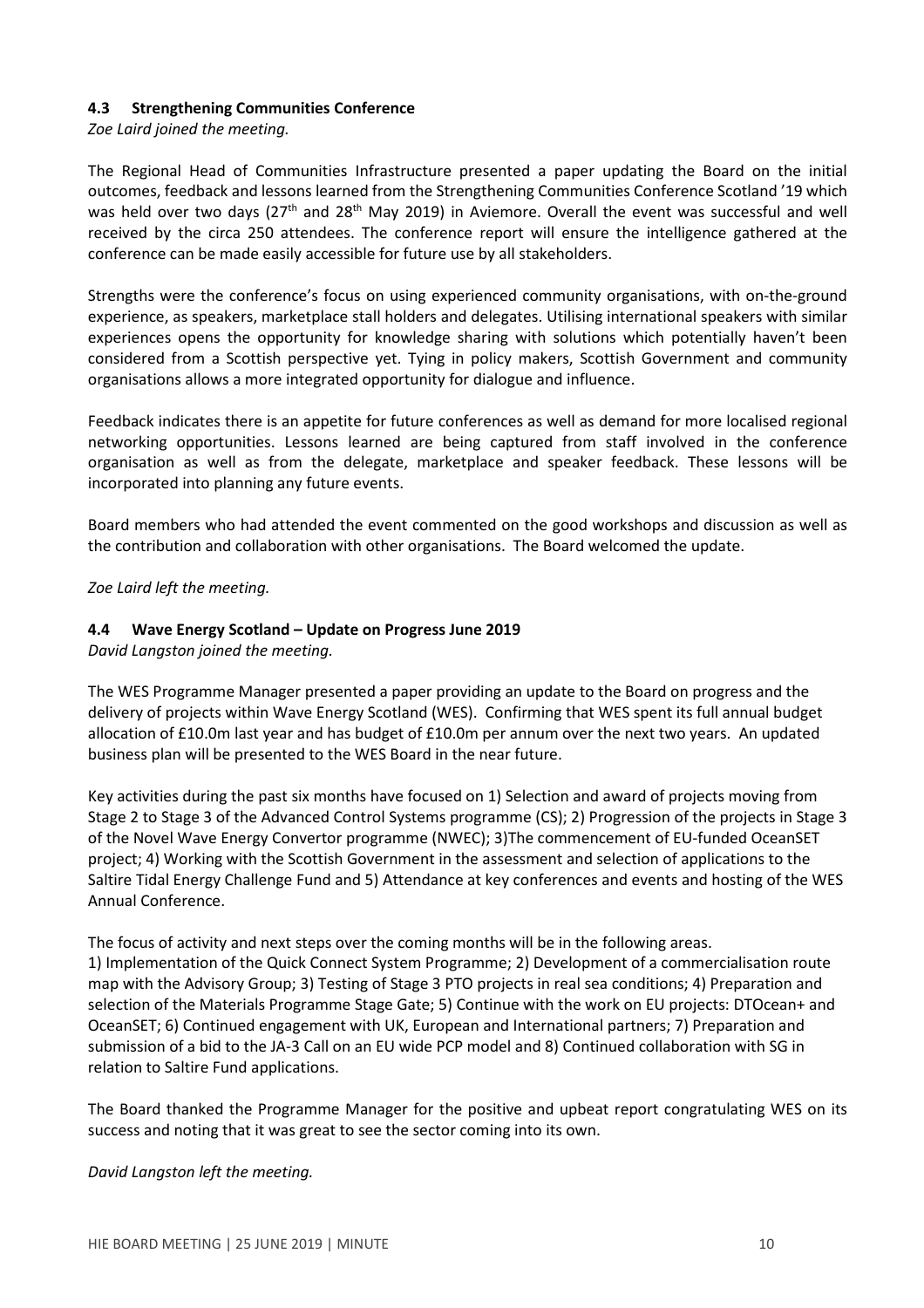### 4.3 Strengthening Communities Conference

*Zoe Laird joined the meeting.*

The Regional Head of Communities Infrastructure presented a paper updating the Board on the initial outcomes, feedback and lessons learned from the Strengthening Communities Conference Scotland '19 which was held over two days (27th and 28th May 2019) in Aviemore. Overall the event was successful and well received by the circa 250 attendees. The conference report will ensure the intelligence gathered at the conference can be made easily accessible for future use by all stakeholders.

Strengths were the conference's focus on using experienced community organisations, with on-the-ground experience, as speakers, marketplace stall holders and delegates. Utilising international speakers with similar experiences opens the opportunity for knowledge sharing with solutions which potentially haven't been considered from a Scottish perspective yet. Tying in policy makers, Scottish Government and community organisations allows a more integrated opportunity for dialogue and influence.

Feedback indicates there is an appetite for future conferences as well as demand for more localised regional networking opportunities. Lessons learned are being captured from staff involved in the conference organisation as well as from the delegate, marketplace and speaker feedback. These lessons will be incorporated into planning any future events.

Board members who had attended the event commented on the good workshops and discussion as well as the contribution and collaboration with other organisations. The Board welcomed the update.

*Zoe Laird left the meeting.*

### 4.4 Wave Energy Scotland – Update on Progress June 2019

*David Langston joined the meeting.*

The WES Programme Manager presented a paper providing an update to the Board on progress and the delivery of projects within Wave Energy Scotland (WES). Confirming that WES spent its full annual budget allocation of £10.0m last year and has budget of £10.0m per annum over the next two years. An updated business plan will be presented to the WES Board in the near future.

Key activities during the past six months have focused on 1) Selection and award of projects moving from Stage 2 to Stage 3 of the Advanced Control Systems programme (CS); 2) Progression of the projects in Stage 3 of the Novel Wave Energy Convertor programme (NWEC); 3)The commencement of EU-funded OceanSET project; 4) Working with the Scottish Government in the assessment and selection of applications to the Saltire Tidal Energy Challenge Fund and 5) Attendance at key conferences and events and hosting of the WES Annual Conference.

The focus of activity and next steps over the coming months will be in the following areas.
1) Implementation of the Quick Connect System Programme; 2) Development of a commercialisation route map with the Advisory Group; 3) Testing of Stage 3 PTO projects in real sea conditions; 4) Preparation and selection of the Materials Programme Stage Gate; 5) Continue with the work on EU projects: DTOcean+ and OceanSET; 6) Continued engagement with UK, European and International partners; 7) Preparation and submission of a bid to the JA-3 Call on an EU wide PCP model and 8) Continued collaboration with SG in relation to Saltire Fund applications.

The Board thanked the Programme Manager for the positive and upbeat report congratulating WES on its success and noting that it was great to see the sector coming into its own.

*David Langston left the meeting.*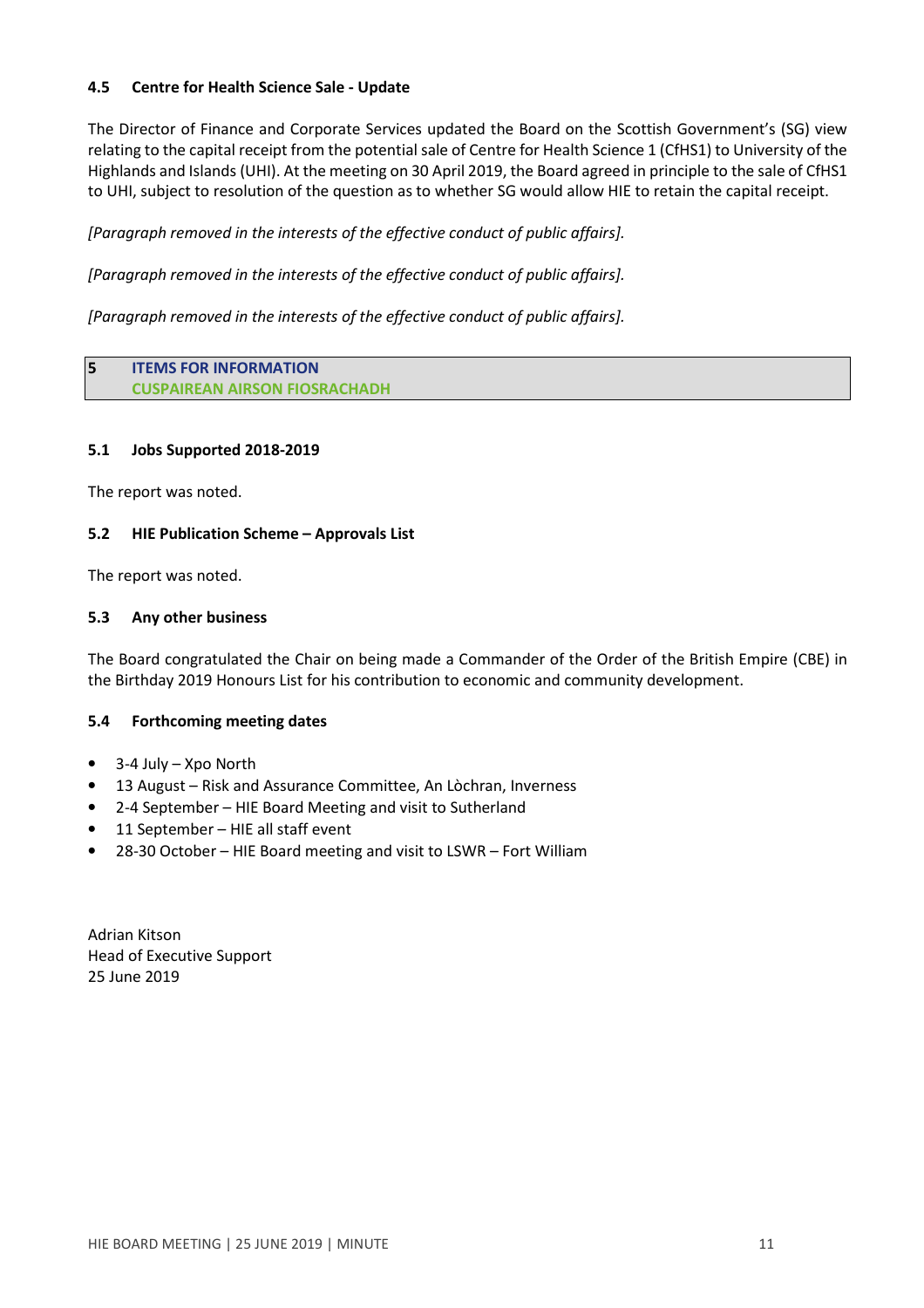### 4.5 Centre for Health Science Sale - Update

The Director of Finance and Corporate Services updated the Board on the Scottish Government's (SG) view relating to the capital receipt from the potential sale of Centre for Health Science 1 (CfHS1) to University of the Highlands and Islands (UHI). At the meeting on 30 April 2019, the Board agreed in principle to the sale of CfHS1 to UHI, subject to resolution of the question as to whether SG would allow HIE to retain the capital receipt.

*[Paragraph removed in the interests of the effective conduct of public affairs].*

*[Paragraph removed in the interests of the effective conduct of public affairs].*

*[Paragraph removed in the interests of the effective conduct of public affairs].*

## 5 ITEMS FOR INFORMATION
## CUSPAIREAN AIRSON FIOSRACHADH

### 5.1 Jobs Supported 2018-2019

The report was noted.

### 5.2 HIE Publication Scheme – Approvals List

The report was noted.

### 5.3 Any other business

The Board congratulated the Chair on being made a Commander of the Order of the British Empire (CBE) in the Birthday 2019 Honours List for his contribution to economic and community development.

### 5.4 Forthcoming meeting dates

- 3-4 July – Xpo North
- 13 August – Risk and Assurance Committee, An Lòchran, Inverness
- 2-4 September – HIE Board Meeting and visit to Sutherland
- 11 September – HIE all staff event
- 28-30 October – HIE Board meeting and visit to LSWR – Fort William

Adrian Kitson
Head of Executive Support
25 June 2019